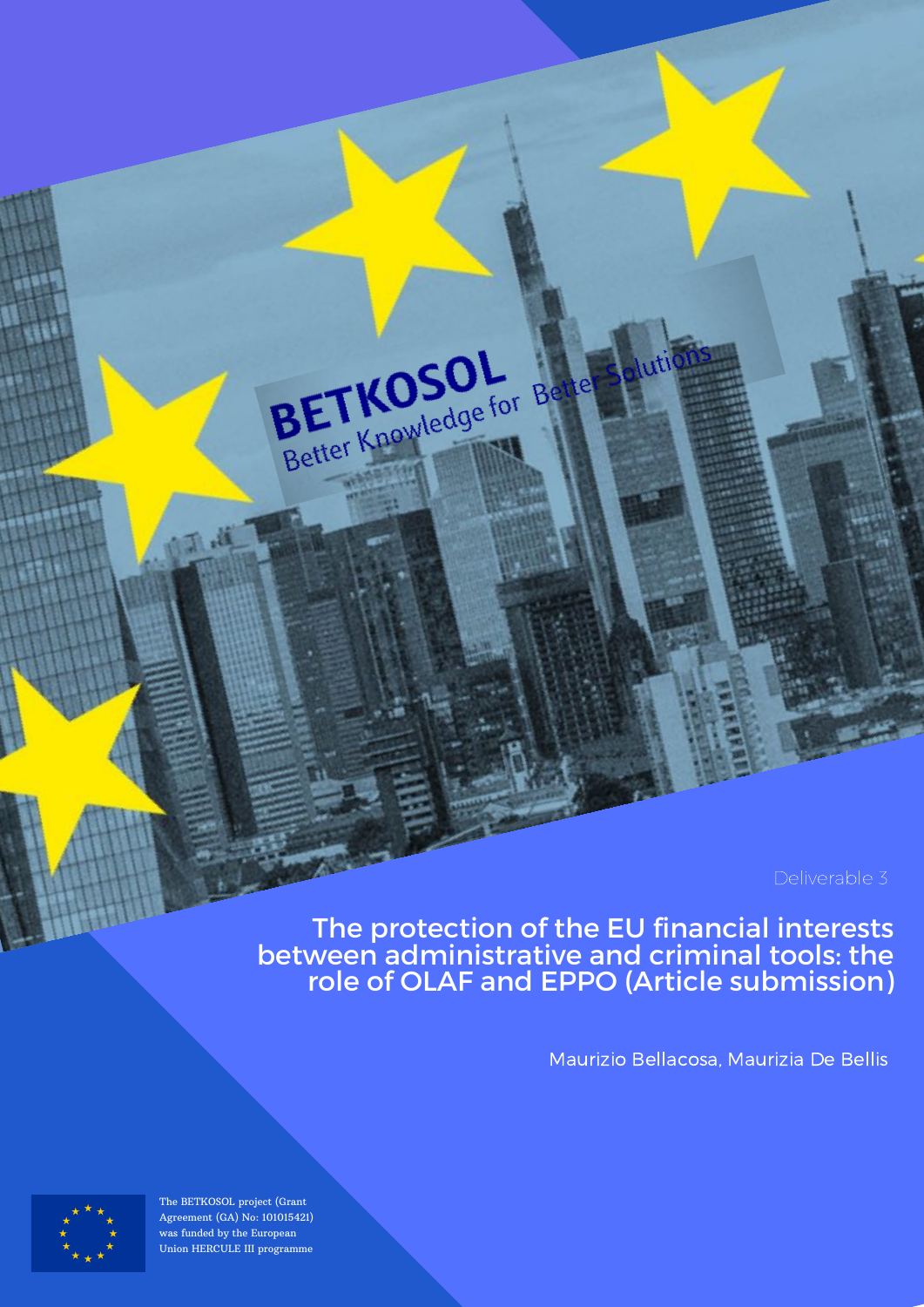BETKOSOL
Better Knowledge for Better Solutions

Deliverable 3

# The protection of the EU financial interests between administrative and criminal tools: the role of OLAF and EPPO (Article submission)

Maurizio Bellacosa, Maurizia De Bellis

The BETKOSOL project (Grant Agreement (GA) No: 101015421) was funded by the European Union HERCULE III programme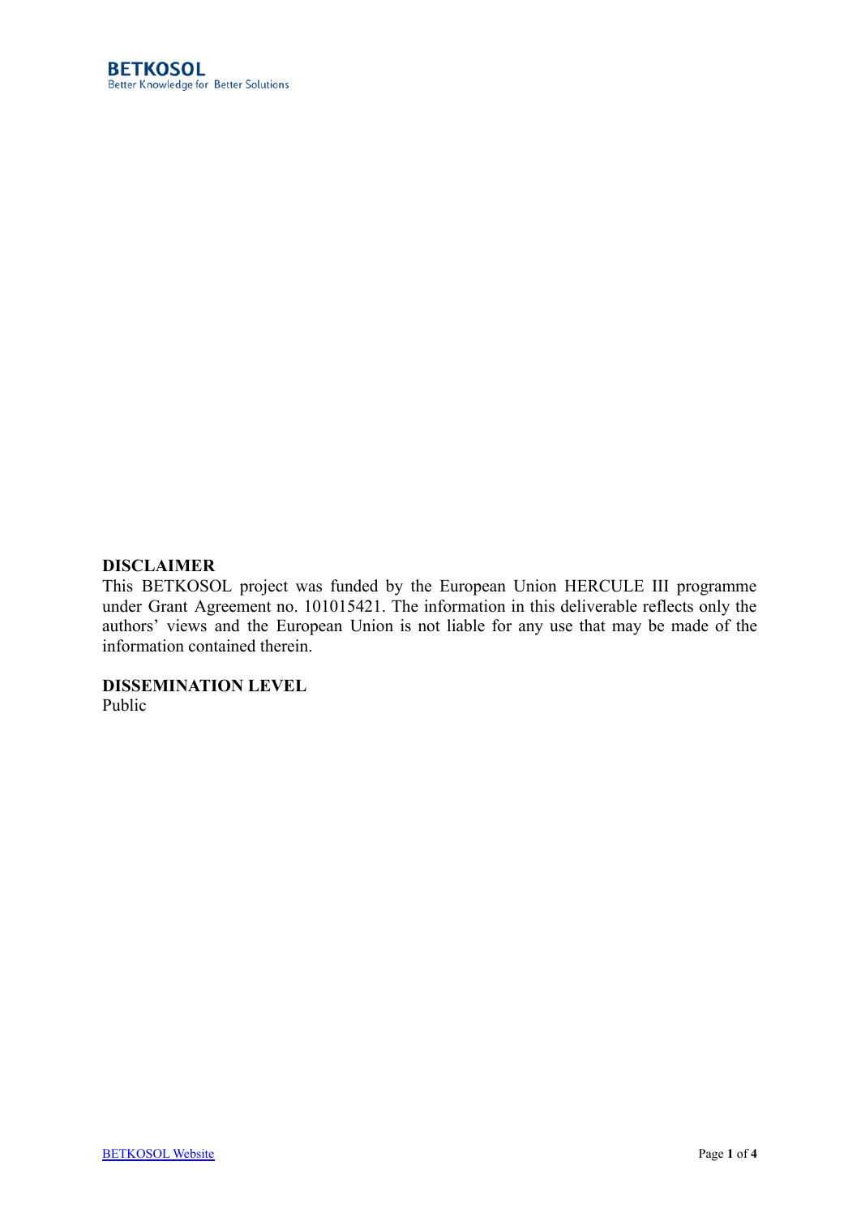BETKOSOL
Better Knowledge for Better Solutions

**DISCLAIMER**

This BETKOSOL project was funded by the European Union HERCULE III programme under Grant Agreement no. 101015421. The information in this deliverable reflects only the authors' views and the European Union is not liable for any use that may be made of the information contained therein.

**DISSEMINATION LEVEL**

Public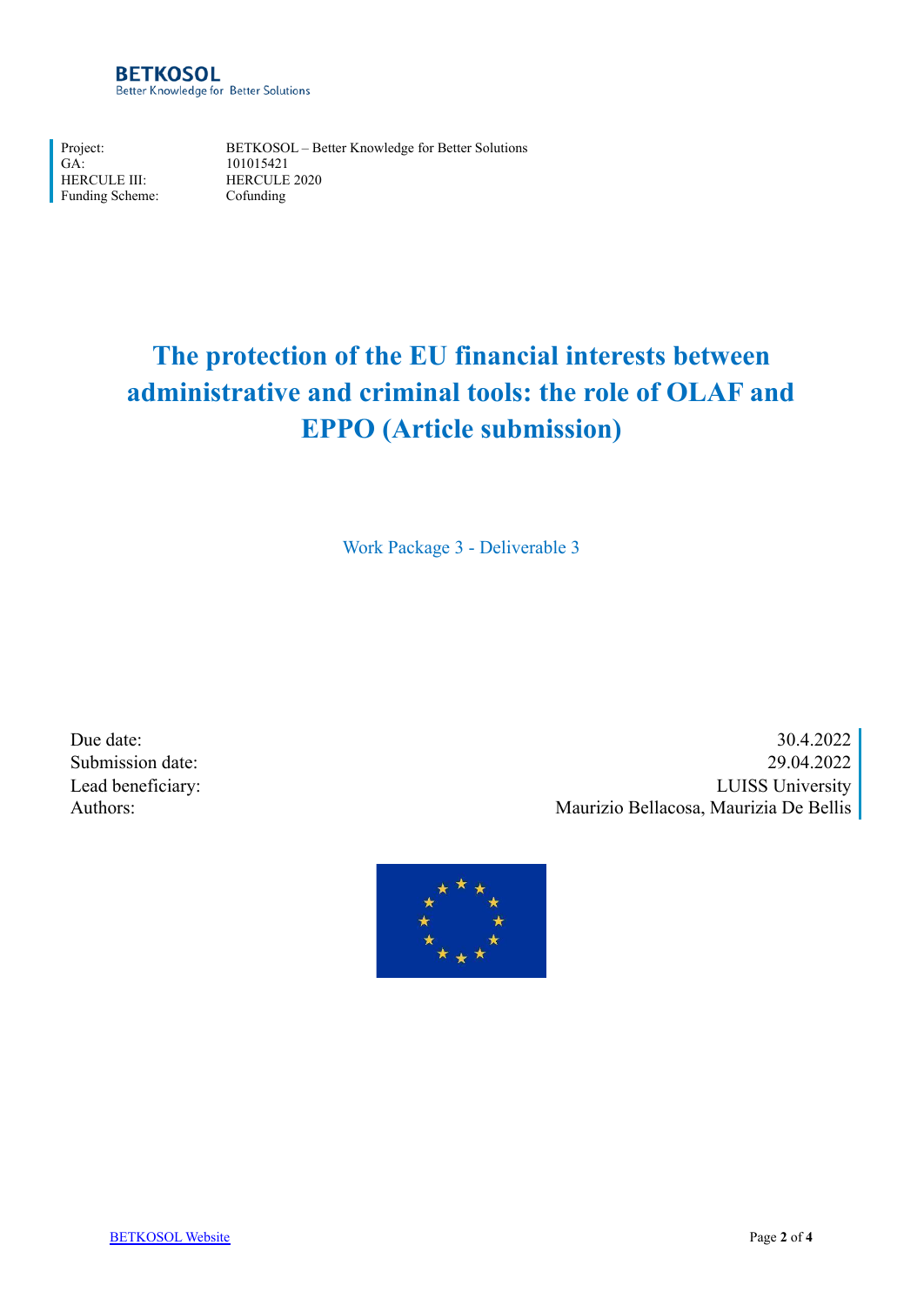BETKOSOL
Better Knowledge for Better Solutions

| | |
|---|---|
| Project: | BETKOSOL – Better Knowledge for Better Solutions |
| GA: | 101015421 |
| HERCULE III: | HERCULE 2020 |
| Funding Scheme: | Cofunding |

# The protection of the EU financial interests between administrative and criminal tools: the role of OLAF and EPPO (Article submission)

Work Package 3 - Deliverable 3

| | |
|---|---|
| Due date: | 30.4.2022 |
| Submission date: | 29.04.2022 |
| Lead beneficiary: | LUISS University |
| Authors: | Maurizio Bellacosa, Maurizia De Bellis |

BETKOSOL Website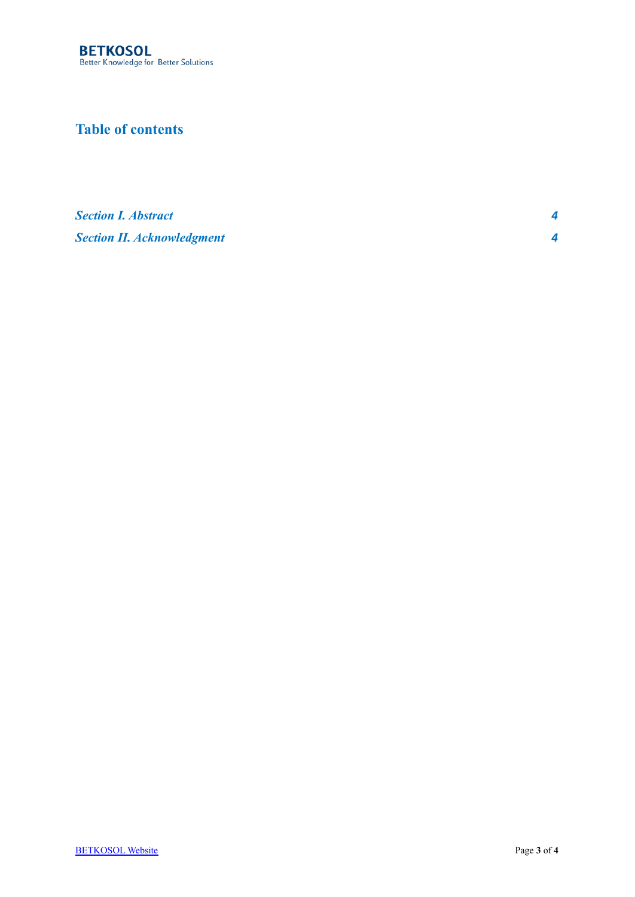BETKOSOL
Better Knowledge for Better Solutions

# Table of contents

*Section I. Abstract* **4**

*Section II. Acknowledgment* **4**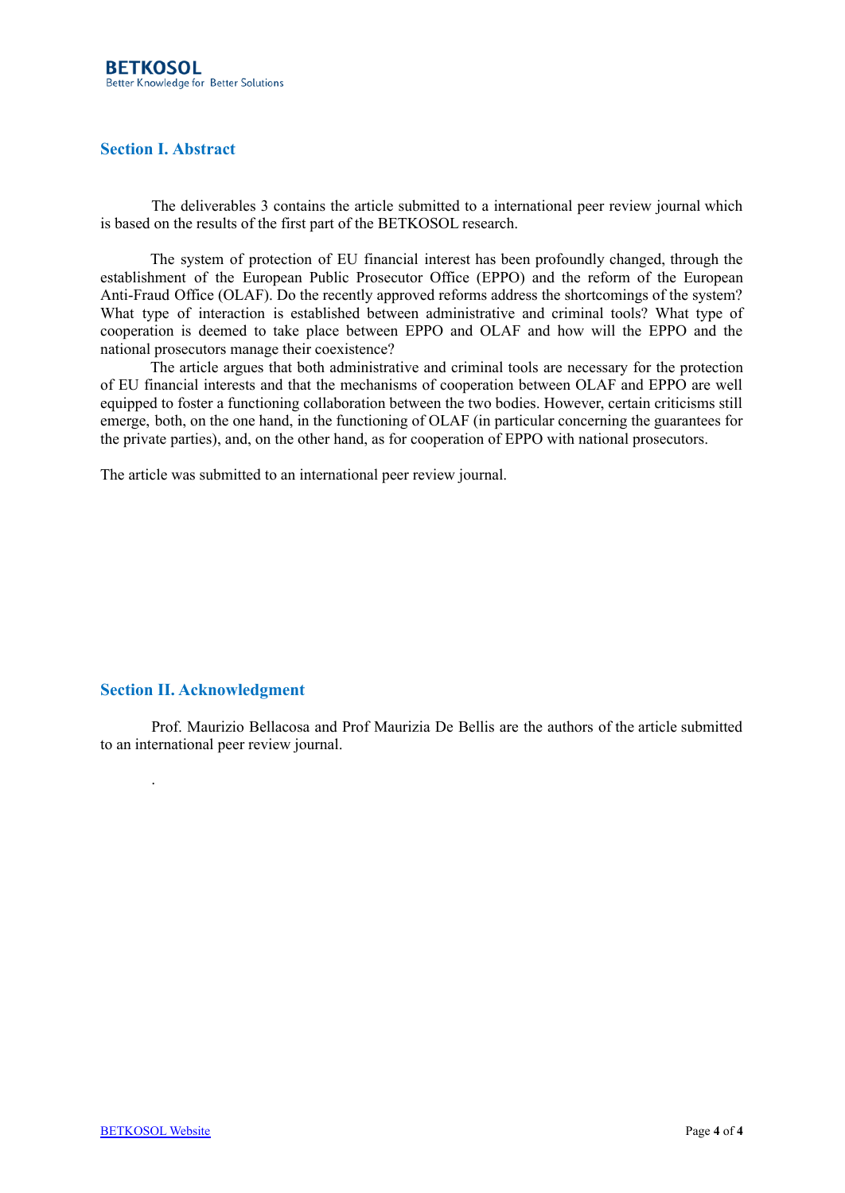## Section I. Abstract

The deliverables 3 contains the article submitted to a international peer review journal which is based on the results of the first part of the BETKOSOL research.

The system of protection of EU financial interest has been profoundly changed, through the establishment of the European Public Prosecutor Office (EPPO) and the reform of the European Anti-Fraud Office (OLAF). Do the recently approved reforms address the shortcomings of the system? What type of interaction is established between administrative and criminal tools? What type of cooperation is deemed to take place between EPPO and OLAF and how will the EPPO and the national prosecutors manage their coexistence?

The article argues that both administrative and criminal tools are necessary for the protection of EU financial interests and that the mechanisms of cooperation between OLAF and EPPO are well equipped to foster a functioning collaboration between the two bodies. However, certain criticisms still emerge, both, on the one hand, in the functioning of OLAF (in particular concerning the guarantees for the private parties), and, on the other hand, as for cooperation of EPPO with national prosecutors.

The article was submitted to an international peer review journal.

## Section II. Acknowledgment

Prof. Maurizio Bellacosa and Prof Maurizia De Bellis are the authors of the article submitted to an international peer review journal.

.